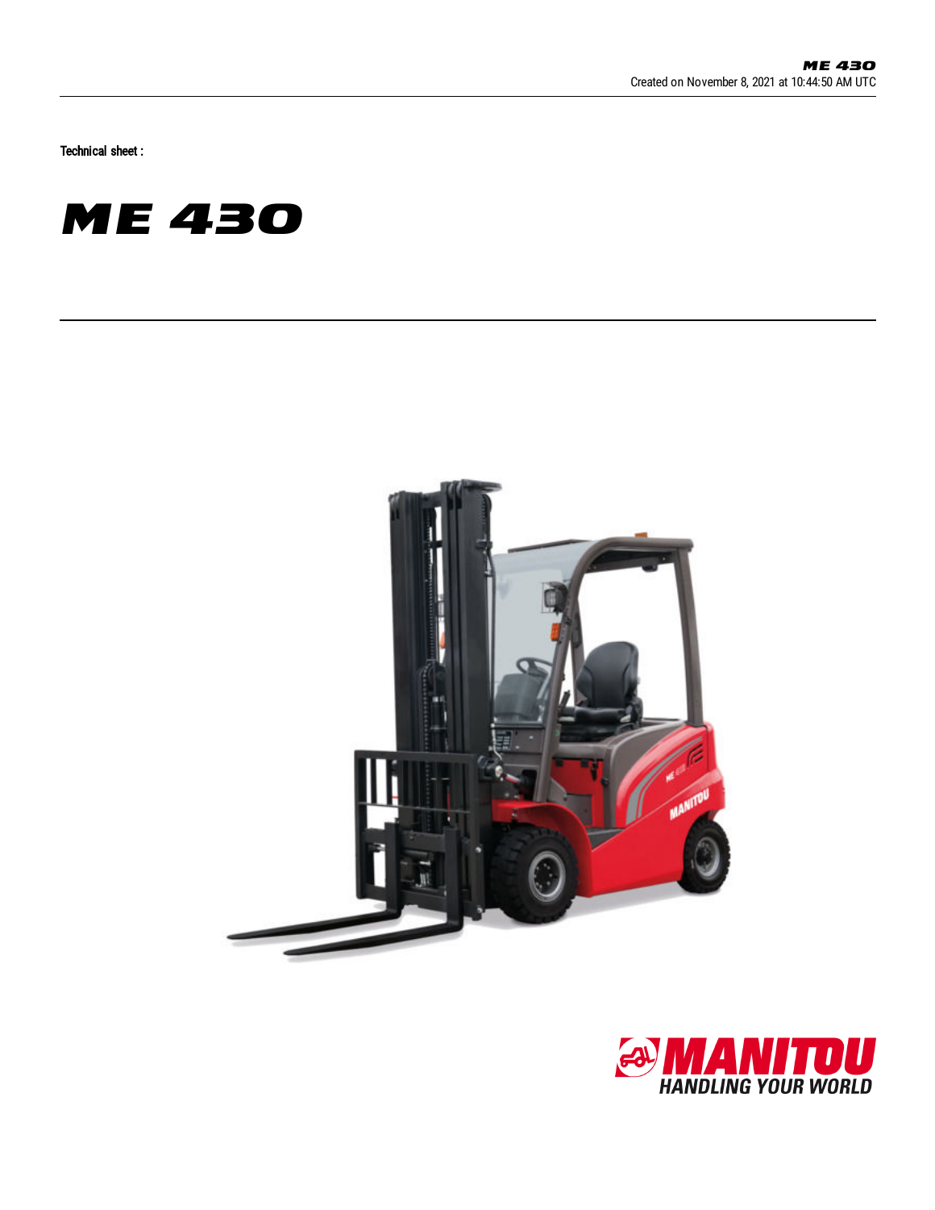Technical sheet :

# ME 430

HANDLING YOUR WORLD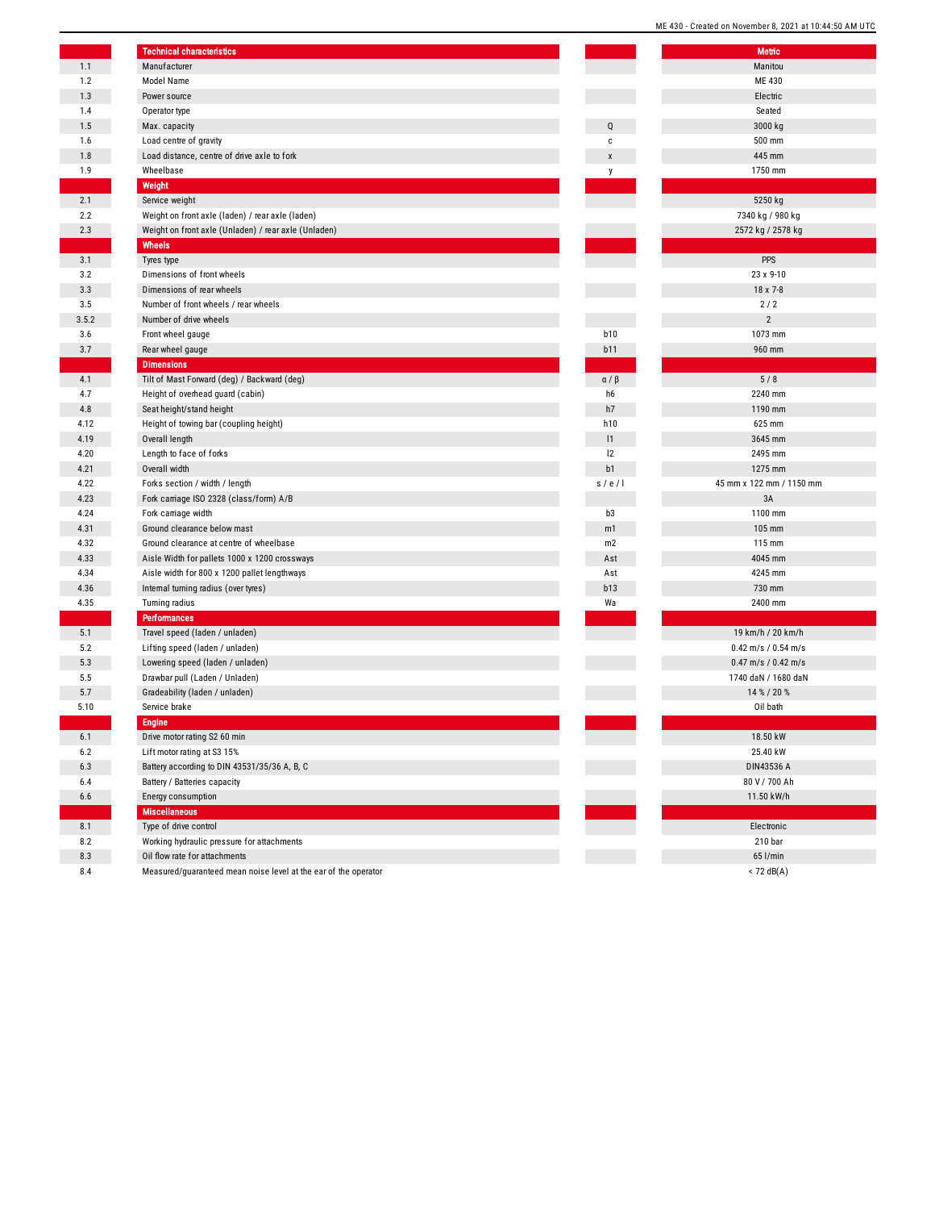| | Technical characteristics | | Metric |
|---|---|---|---|
| 1.1 | Manufacturer | | Manitou |
| 1.2 | Model Name | | ME 430 |
| 1.3 | Power source | | Electric |
| 1.4 | Operator type | | Seated |
| 1.5 | Max. capacity | Q | 3000 kg |
| 1.6 | Load centre of gravity | c | 500 mm |
| 1.8 | Load distance, centre of drive axle to fork | x | 445 mm |
| 1.9 | Wheelbase | y | 1750 mm |
| | **Weight** | | |
| 2.1 | Service weight | | 5250 kg |
| 2.2 | Weight on front axle (laden) / rear axle (laden) | | 7340 kg / 980 kg |
| 2.3 | Weight on front axle (Unladen) / rear axle (Unladen) | | 2572 kg / 2578 kg |
| | **Wheels** | | |
| 3.1 | Tyres type | | PPS |
| 3.2 | Dimensions of front wheels | | 23 x 9-10 |
| 3.3 | Dimensions of rear wheels | | 18 x 7-8 |
| 3.5 | Number of front wheels / rear wheels | | 2 / 2 |
| 3.5.2 | Number of drive wheels | | 2 |
| 3.6 | Front wheel gauge | b10 | 1073 mm |
| 3.7 | Rear wheel gauge | b11 | 960 mm |
| | **Dimensions** | | |
| 4.1 | Tilt of Mast Forward (deg) / Backward (deg) | α / β | 5 / 8 |
| 4.7 | Height of overhead guard (cabin) | h6 | 2240 mm |
| 4.8 | Seat height/stand height | h7 | 1190 mm |
| 4.12 | Height of towing bar (coupling height) | h10 | 625 mm |
| 4.19 | Overall length | l1 | 3645 mm |
| 4.20 | Length to face of forks | l2 | 2495 mm |
| 4.21 | Overall width | b1 | 1275 mm |
| 4.22 | Forks section / width / length | s / e / l | 45 mm x 122 mm / 1150 mm |
| 4.23 | Fork carriage ISO 2328 (class/form) A/B | | 3A |
| 4.24 | Fork carriage width | b3 | 1100 mm |
| 4.31 | Ground clearance below mast | m1 | 105 mm |
| 4.32 | Ground clearance at centre of wheelbase | m2 | 115 mm |
| 4.33 | Aisle Width for pallets 1000 x 1200 crossways | Ast | 4045 mm |
| 4.34 | Aisle width for 800 x 1200 pallet lengthways | Ast | 4245 mm |
| 4.36 | Internal turning radius (over tyres) | b13 | 730 mm |
| 4.35 | Turning radius | Wa | 2400 mm |
| | **Performances** | | |
| 5.1 | Travel speed (laden / unladen) | | 19 km/h / 20 km/h |
| 5.2 | Lifting speed (laden / unladen) | | 0.42 m/s / 0.54 m/s |
| 5.3 | Lowering speed (laden / unladen) | | 0.47 m/s / 0.42 m/s |
| 5.5 | Drawbar pull (Laden / Unladen) | | 1740 daN / 1680 daN |
| 5.7 | Gradeability (laden / unladen) | | 14 % / 20 % |
| 5.10 | Service brake | | Oil bath |
| | **Engine** | | |
| 6.1 | Drive motor rating S2 60 min | | 18.50 kW |
| 6.2 | Lift motor rating at S3 15% | | 25.40 kW |
| 6.3 | Battery according to DIN 43531/35/36 A, B, C | | DIN43536 A |
| 6.4 | Battery / Batteries capacity | | 80 V / 700 Ah |
| 6.6 | Energy consumption | | 11.50 kW/h |
| | **Miscellaneous** | | |
| 8.1 | Type of drive control | | Electronic |
| 8.2 | Working hydraulic pressure for attachments | | 210 bar |
| 8.3 | Oil flow rate for attachments | | 65 l/min |
| 8.4 | Measured/guaranteed mean noise level at the ear of the operator | | < 72 dB(A) |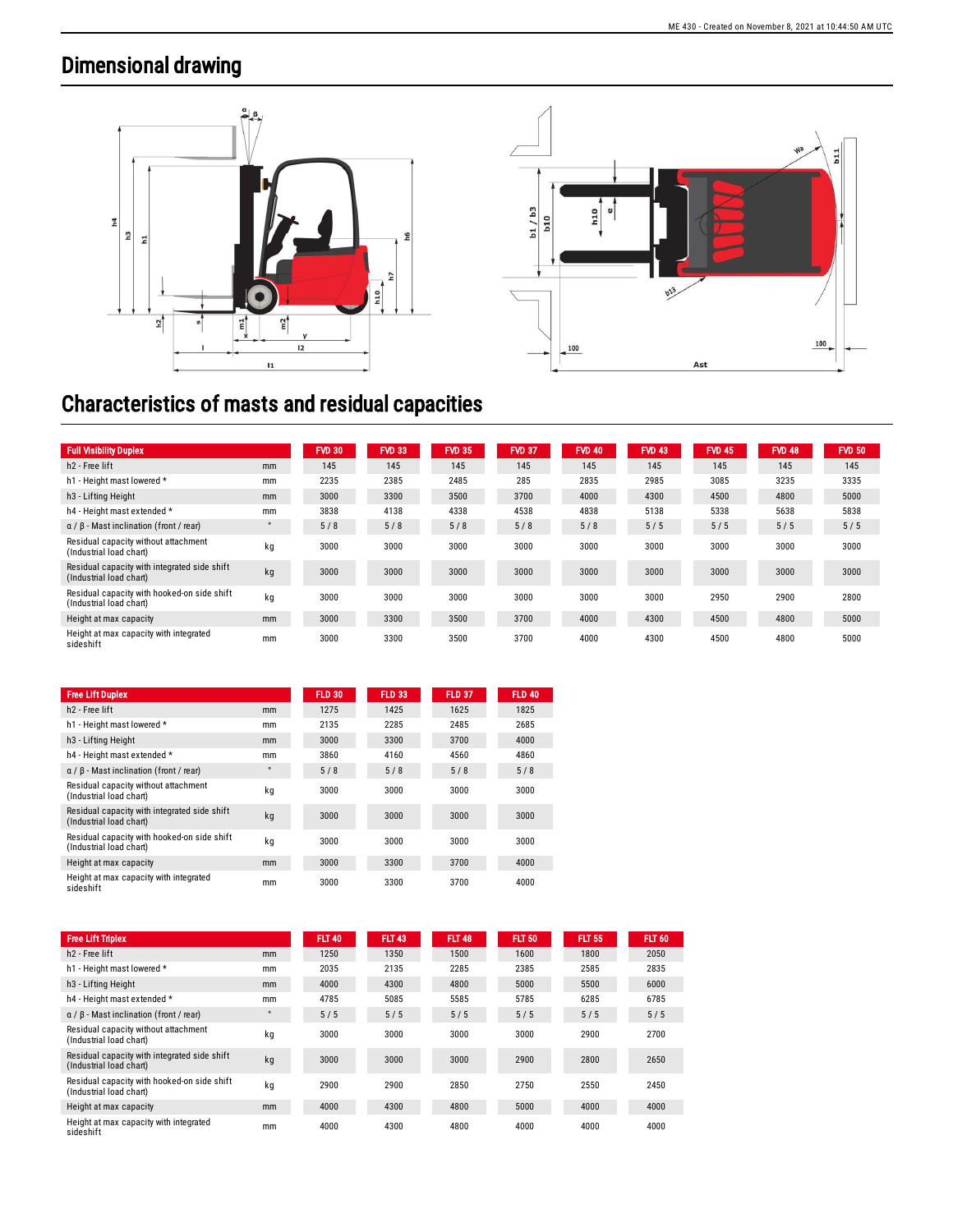# Dimensional drawing

# Characteristics of masts and residual capacities

| Full Visibility Duplex | | FVD 30 | FVD 33 | FVD 35 | FVD 37 | FVD 40 | FVD 43 | FVD 45 | FVD 48 | FVD 50 |
|---|---|---|---|---|---|---|---|---|---|---|
| h2 - Free lift | mm | 145 | 145 | 145 | 145 | 145 | 145 | 145 | 145 | 145 |
| h1 - Height mast lowered * | mm | 2235 | 2385 | 2485 | 285 | 2835 | 2985 | 3085 | 3235 | 3335 |
| h3 - Lifting Height | mm | 3000 | 3300 | 3500 | 3700 | 4000 | 4300 | 4500 | 4800 | 5000 |
| h4 - Height mast extended * | mm | 3838 | 4138 | 4338 | 4538 | 4838 | 5138 | 5338 | 5638 | 5838 |
| α / β - Mast inclination (front / rear) | ° | 5 / 8 | 5 / 8 | 5 / 8 | 5 / 8 | 5 / 8 | 5 / 5 | 5 / 5 | 5 / 5 | 5 / 5 |
| Residual capacity without attachment (Industrial load chart) | kg | 3000 | 3000 | 3000 | 3000 | 3000 | 3000 | 3000 | 3000 | 3000 |
| Residual capacity with integrated side shift (Industrial load chart) | kg | 3000 | 3000 | 3000 | 3000 | 3000 | 3000 | 3000 | 3000 | 3000 |
| Residual capacity with hooked-on side shift (Industrial load chart) | kg | 3000 | 3000 | 3000 | 3000 | 3000 | 3000 | 2950 | 2900 | 2800 |
| Height at max capacity | mm | 3000 | 3300 | 3500 | 3700 | 4000 | 4300 | 4500 | 4800 | 5000 |
| Height at max capacity with integrated sideshift | mm | 3000 | 3300 | 3500 | 3700 | 4000 | 4300 | 4500 | 4800 | 5000 |

| Free Lift Duplex | | FLD 30 | FLD 33 | FLD 37 | FLD 40 |
|---|---|---|---|---|---|
| h2 - Free lift | mm | 1275 | 1425 | 1625 | 1825 |
| h1 - Height mast lowered * | mm | 2135 | 2285 | 2485 | 2685 |
| h3 - Lifting Height | mm | 3000 | 3300 | 3700 | 4000 |
| h4 - Height mast extended * | mm | 3860 | 4160 | 4560 | 4860 |
| α / β - Mast inclination (front / rear) | ° | 5 / 8 | 5 / 8 | 5 / 8 | 5 / 8 |
| Residual capacity without attachment (Industrial load chart) | kg | 3000 | 3000 | 3000 | 3000 |
| Residual capacity with integrated side shift (Industrial load chart) | kg | 3000 | 3000 | 3000 | 3000 |
| Residual capacity with hooked-on side shift (Industrial load chart) | kg | 3000 | 3000 | 3000 | 3000 |
| Height at max capacity | mm | 3000 | 3300 | 3700 | 4000 |
| Height at max capacity with integrated sideshift | mm | 3000 | 3300 | 3700 | 4000 |

| Free Lift Triplex | | FLT 40 | FLT 43 | FLT 48 | FLT 50 | FLT 55 | FLT 60 |
|---|---|---|---|---|---|---|---|
| h2 - Free lift | mm | 1250 | 1350 | 1500 | 1600 | 1800 | 2050 |
| h1 - Height mast lowered * | mm | 2035 | 2135 | 2285 | 2385 | 2585 | 2835 |
| h3 - Lifting Height | mm | 4000 | 4300 | 4800 | 5000 | 5500 | 6000 |
| h4 - Height mast extended * | mm | 4785 | 5085 | 5585 | 5785 | 6285 | 6785 |
| α / β - Mast inclination (front / rear) | ° | 5 / 5 | 5 / 5 | 5 / 5 | 5 / 5 | 5 / 5 | 5 / 5 |
| Residual capacity without attachment (Industrial load chart) | kg | 3000 | 3000 | 3000 | 3000 | 2900 | 2700 |
| Residual capacity with integrated side shift (Industrial load chart) | kg | 3000 | 3000 | 3000 | 2900 | 2800 | 2650 |
| Residual capacity with hooked-on side shift (Industrial load chart) | kg | 2900 | 2900 | 2850 | 2750 | 2550 | 2450 |
| Height at max capacity | mm | 4000 | 4300 | 4800 | 5000 | 4000 | 4000 |
| Height at max capacity with integrated sideshift | mm | 4000 | 4300 | 4800 | 4000 | 4000 | 4000 |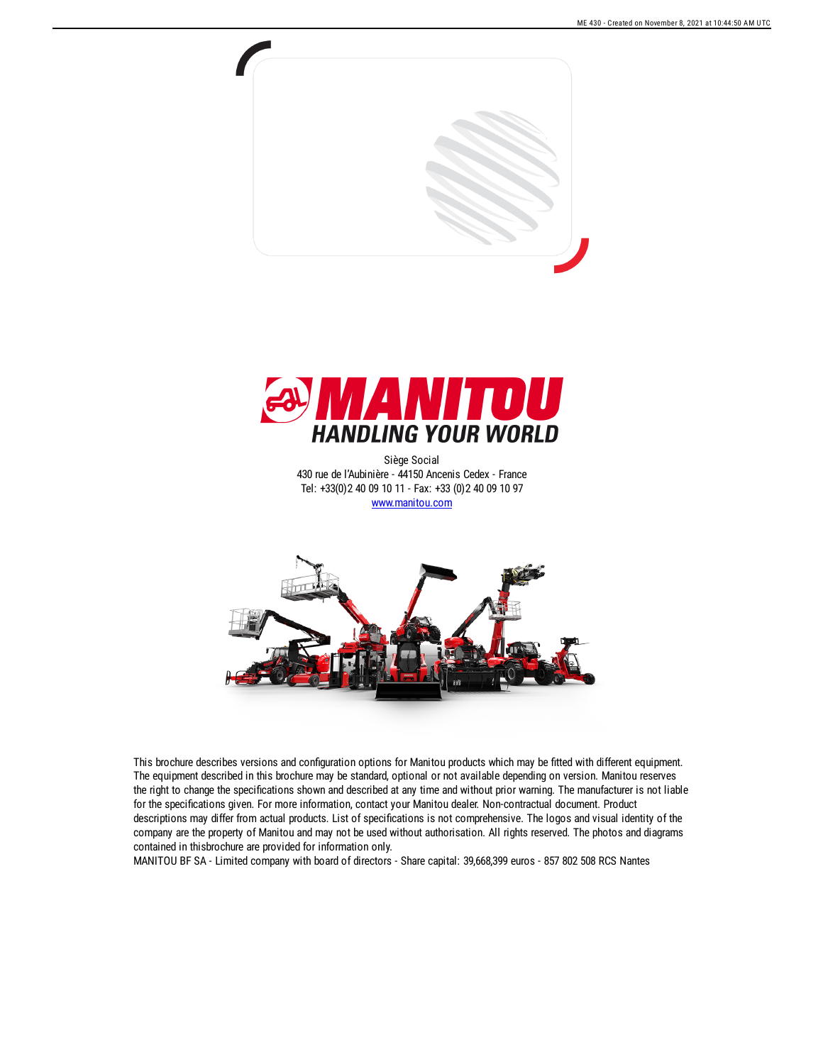Siège Social
430 rue de l'Aubinière - 44150 Ancenis Cedex - France
Tel: +33(0)2 40 09 10 11 - Fax: +33 (0)2 40 09 10 97
www.manitou.com

This brochure describes versions and configuration options for Manitou products which may be fitted with different equipment. The equipment described in this brochure may be standard, optional or not available depending on version. Manitou reserves the right to change the specifications shown and described at any time and without prior warning. The manufacturer is not liable for the specifications given. For more information, contact your Manitou dealer. Non-contractual document. Product descriptions may differ from actual products. List of specifications is not comprehensive. The logos and visual identity of the company are the property of Manitou and may not be used without authorisation. All rights reserved. The photos and diagrams contained in thisbrochure are provided for information only.
MANITOU BF SA - Limited company with board of directors - Share capital: 39,668,399 euros - 857 802 508 RCS Nantes